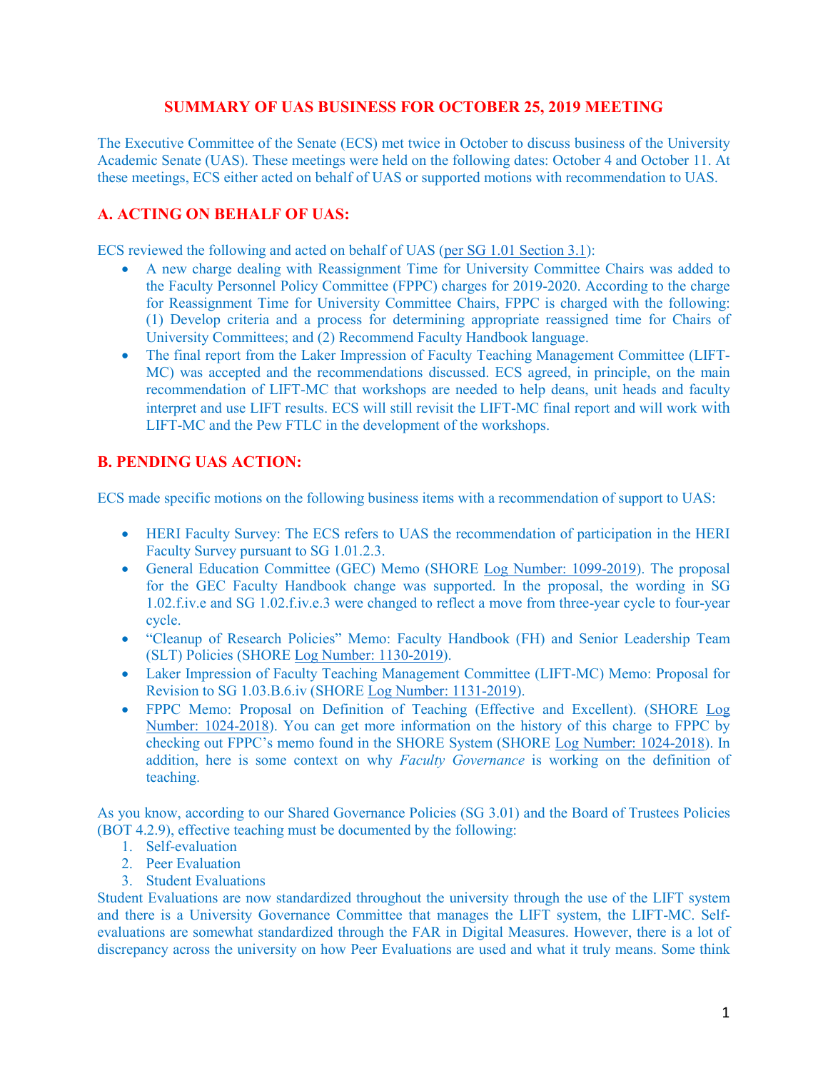# SUMMARY OF UAS BUSINESS FOR OCTOBER 25, 2019 MEETING

The Executive Committee of the Senate (ECS) met twice in October to discuss business of the University Academic Senate (UAS). These meetings were held on the following dates: October 4 and October 11. At these meetings, ECS either acted on behalf of UAS or supported motions with recommendation to UAS.

## A. ACTING ON BEHALF OF UAS:

ECS reviewed the following and acted on behalf of UAS (per SG 1.01 Section 3.1):

- A new charge dealing with Reassignment Time for University Committee Chairs was added to the Faculty Personnel Policy Committee (FPPC) charges for 2019-2020. According to the charge for Reassignment Time for University Committee Chairs, FPPC is charged with the following: (1) Develop criteria and a process for determining appropriate reassigned time for Chairs of University Committees; and (2) Recommend Faculty Handbook language.
- The final report from the Laker Impression of Faculty Teaching Management Committee (LIFT-MC) was accepted and the recommendations discussed. ECS agreed, in principle, on the main recommendation of LIFT-MC that workshops are needed to help deans, unit heads and faculty interpret and use LIFT results. ECS will still revisit the LIFT-MC final report and will work with LIFT-MC and the Pew FTLC in the development of the workshops.

## B. PENDING UAS ACTION:

ECS made specific motions on the following business items with a recommendation of support to UAS:

- HERI Faculty Survey: The ECS refers to UAS the recommendation of participation in the HERI Faculty Survey pursuant to SG 1.01.2.3.
- General Education Committee (GEC) Memo (SHORE Log Number: 1099-2019). The proposal for the GEC Faculty Handbook change was supported. In the proposal, the wording in SG 1.02.f.iv.e and SG 1.02.f.iv.e.3 were changed to reflect a move from three-year cycle to four-year cycle.
- "Cleanup of Research Policies" Memo: Faculty Handbook (FH) and Senior Leadership Team (SLT) Policies (SHORE Log Number: 1130-2019).
- Laker Impression of Faculty Teaching Management Committee (LIFT-MC) Memo: Proposal for Revision to SG 1.03.B.6.iv (SHORE Log Number: 1131-2019).
- FPPC Memo: Proposal on Definition of Teaching (Effective and Excellent). (SHORE Log Number: 1024-2018). You can get more information on the history of this charge to FPPC by checking out FPPC's memo found in the SHORE System (SHORE Log Number: 1024-2018). In addition, here is some context on why *Faculty Governance* is working on the definition of teaching.

As you know, according to our Shared Governance Policies (SG 3.01) and the Board of Trustees Policies (BOT 4.2.9), effective teaching must be documented by the following:

1. Self-evaluation
2. Peer Evaluation
3. Student Evaluations

Student Evaluations are now standardized throughout the university through the use of the LIFT system and there is a University Governance Committee that manages the LIFT system, the LIFT-MC. Self-evaluations are somewhat standardized through the FAR in Digital Measures. However, there is a lot of discrepancy across the university on how Peer Evaluations are used and what it truly means. Some think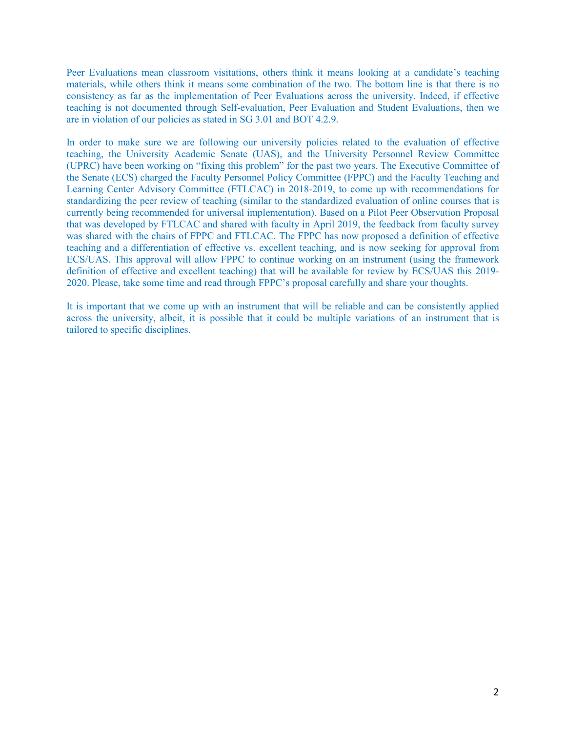Peer Evaluations mean classroom visitations, others think it means looking at a candidate's teaching materials, while others think it means some combination of the two. The bottom line is that there is no consistency as far as the implementation of Peer Evaluations across the university. Indeed, if effective teaching is not documented through Self-evaluation, Peer Evaluation and Student Evaluations, then we are in violation of our policies as stated in SG 3.01 and BOT 4.2.9.

In order to make sure we are following our university policies related to the evaluation of effective teaching, the University Academic Senate (UAS), and the University Personnel Review Committee (UPRC) have been working on "fixing this problem" for the past two years. The Executive Committee of the Senate (ECS) charged the Faculty Personnel Policy Committee (FPPC) and the Faculty Teaching and Learning Center Advisory Committee (FTLCAC) in 2018-2019, to come up with recommendations for standardizing the peer review of teaching (similar to the standardized evaluation of online courses that is currently being recommended for universal implementation). Based on a Pilot Peer Observation Proposal that was developed by FTLCAC and shared with faculty in April 2019, the feedback from faculty survey was shared with the chairs of FPPC and FTLCAC. The FPPC has now proposed a definition of effective teaching and a differentiation of effective vs. excellent teaching, and is now seeking for approval from ECS/UAS. This approval will allow FPPC to continue working on an instrument (using the framework definition of effective and excellent teaching) that will be available for review by ECS/UAS this 2019-2020. Please, take some time and read through FPPC's proposal carefully and share your thoughts.

It is important that we come up with an instrument that will be reliable and can be consistently applied across the university, albeit, it is possible that it could be multiple variations of an instrument that is tailored to specific disciplines.